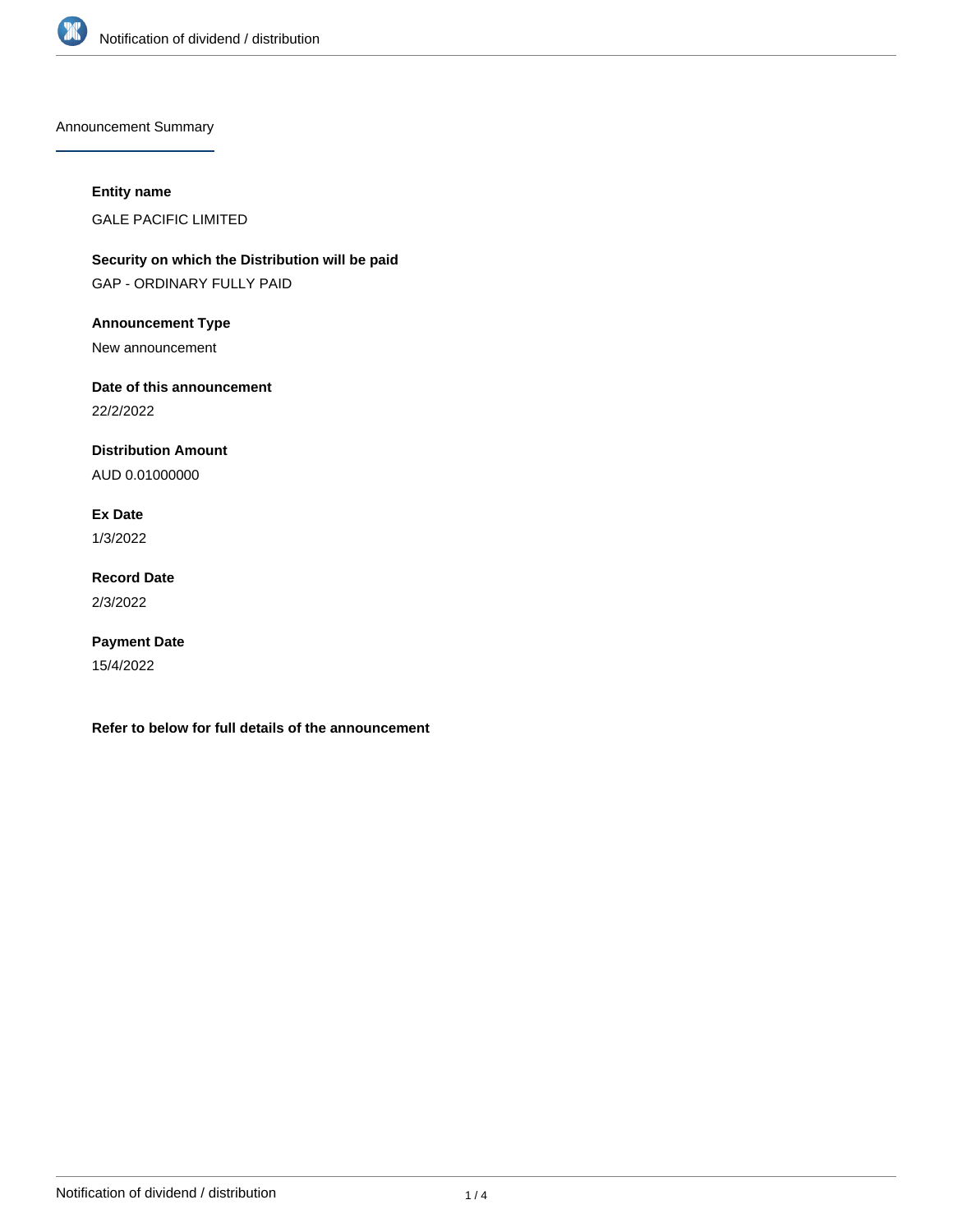## Announcement Summary

**Entity name**

GALE PACIFIC LIMITED

**Security on which the Distribution will be paid**

GAP - ORDINARY FULLY PAID

**Announcement Type**

New announcement

**Date of this announcement**

22/2/2022

**Distribution Amount**

AUD 0.01000000

**Ex Date**

1/3/2022

**Record Date**

2/3/2022

**Payment Date**

15/4/2022

**Refer to below for full details of the announcement**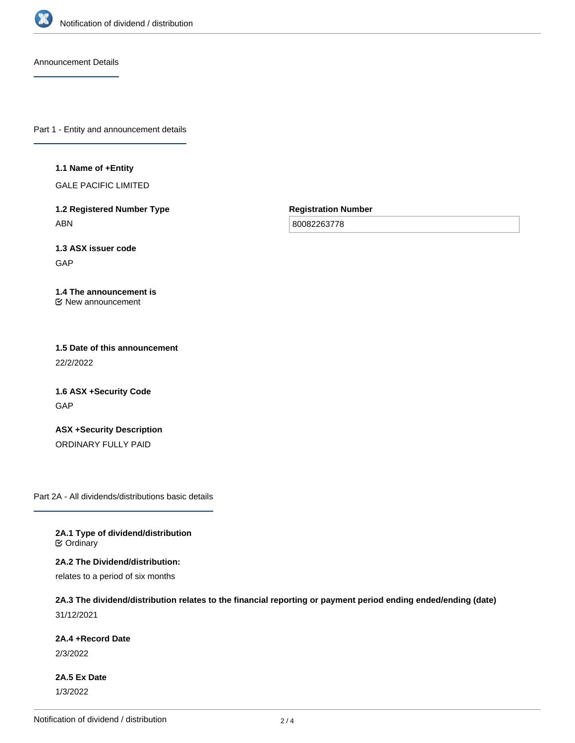## Announcement Details

## Part 1 - Entity and announcement details

**1.1 Name of +Entity**

GALE PACIFIC LIMITED

**1.2 Registered Number Type**

ABN

**Registration Number**

80082263778

**1.3 ASX issuer code**

GAP

**1.4 The announcement is**

☑ New announcement

**1.5 Date of this announcement**

22/2/2022

**1.6 ASX +Security Code**

GAP

**ASX +Security Description**

ORDINARY FULLY PAID

## Part 2A - All dividends/distributions basic details

**2A.1 Type of dividend/distribution**

☑ Ordinary

**2A.2 The Dividend/distribution:**

relates to a period of six months

**2A.3 The dividend/distribution relates to the financial reporting or payment period ending ended/ending (date)**

31/12/2021

**2A.4 +Record Date**

2/3/2022

**2A.5 Ex Date**

1/3/2022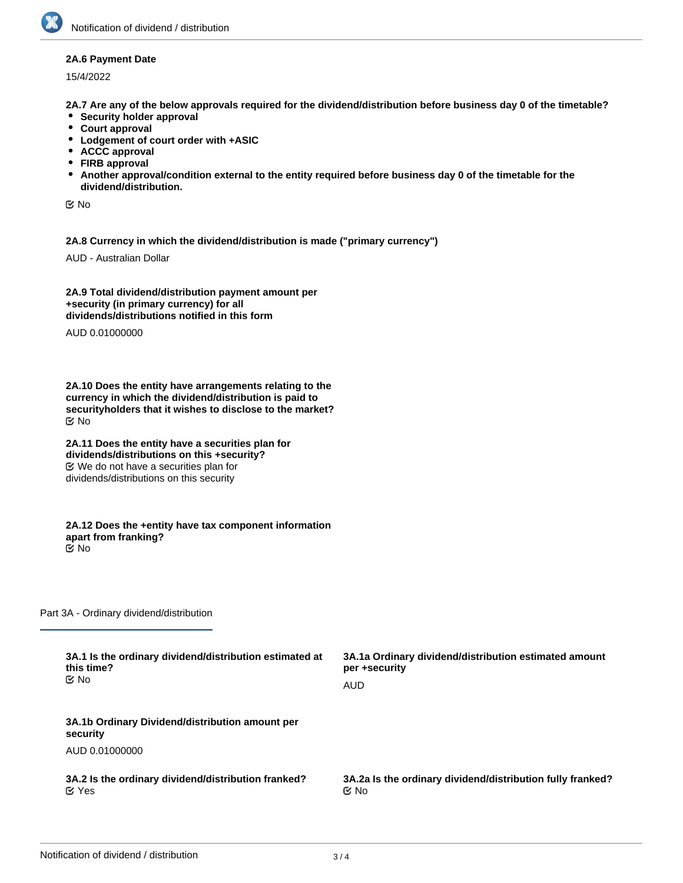**2A.6 Payment Date**

15/4/2022

**2A.7 Are any of the below approvals required for the dividend/distribution before business day 0 of the timetable?**

- **Security holder approval**
- **Court approval**
- **Lodgement of court order with +ASIC**
- **ACCC approval**
- **FIRB approval**
- **Another approval/condition external to the entity required before business day 0 of the timetable for the dividend/distribution.**

☑ No

**2A.8 Currency in which the dividend/distribution is made ("primary currency")**

AUD - Australian Dollar

**2A.9 Total dividend/distribution payment amount per +security (in primary currency) for all dividends/distributions notified in this form**

AUD 0.01000000

**2A.10 Does the entity have arrangements relating to the currency in which the dividend/distribution is paid to securityholders that it wishes to disclose to the market?**

☑ No

**2A.11 Does the entity have a securities plan for dividends/distributions on this +security?**

☑ We do not have a securities plan for dividends/distributions on this security

**2A.12 Does the +entity have tax component information apart from franking?**

☑ No

## Part 3A - Ordinary dividend/distribution

**3A.1 Is the ordinary dividend/distribution estimated at this time?**

☑ No

**3A.1a Ordinary dividend/distribution estimated amount per +security**

AUD

**3A.1b Ordinary Dividend/distribution amount per security**

AUD 0.01000000

**3A.2 Is the ordinary dividend/distribution franked?**

☑ Yes

**3A.2a Is the ordinary dividend/distribution fully franked?**

☑ No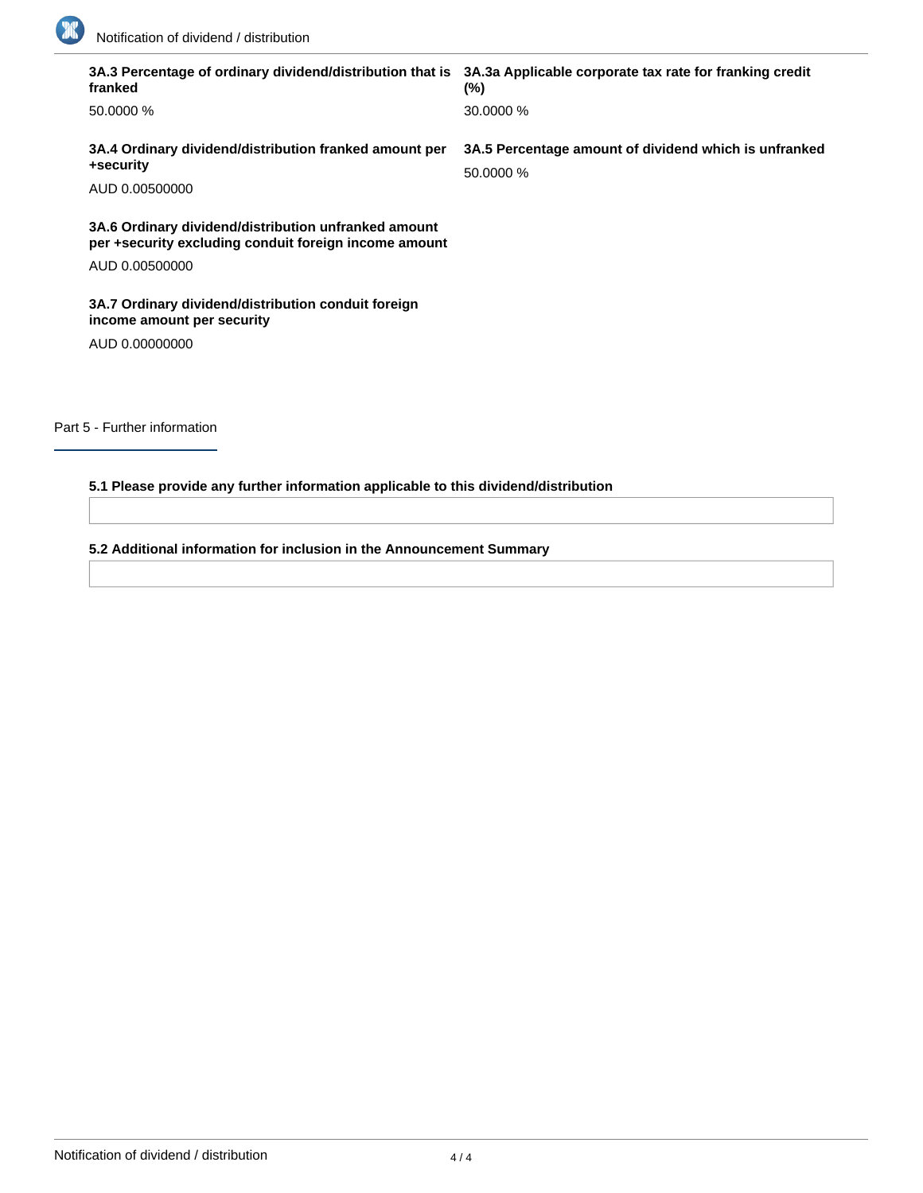**3A.3 Percentage of ordinary dividend/distribution that is franked**

50.0000 %

**3A.3a Applicable corporate tax rate for franking credit (%)**

30.0000 %

**3A.4 Ordinary dividend/distribution franked amount per +security**

AUD 0.00500000

**3A.5 Percentage amount of dividend which is unfranked**

50.0000 %

**3A.6 Ordinary dividend/distribution unfranked amount per +security excluding conduit foreign income amount**

AUD 0.00500000

**3A.7 Ordinary dividend/distribution conduit foreign income amount per security**

AUD 0.00000000

## Part 5 - Further information

**5.1 Please provide any further information applicable to this dividend/distribution**

**5.2 Additional information for inclusion in the Announcement Summary**